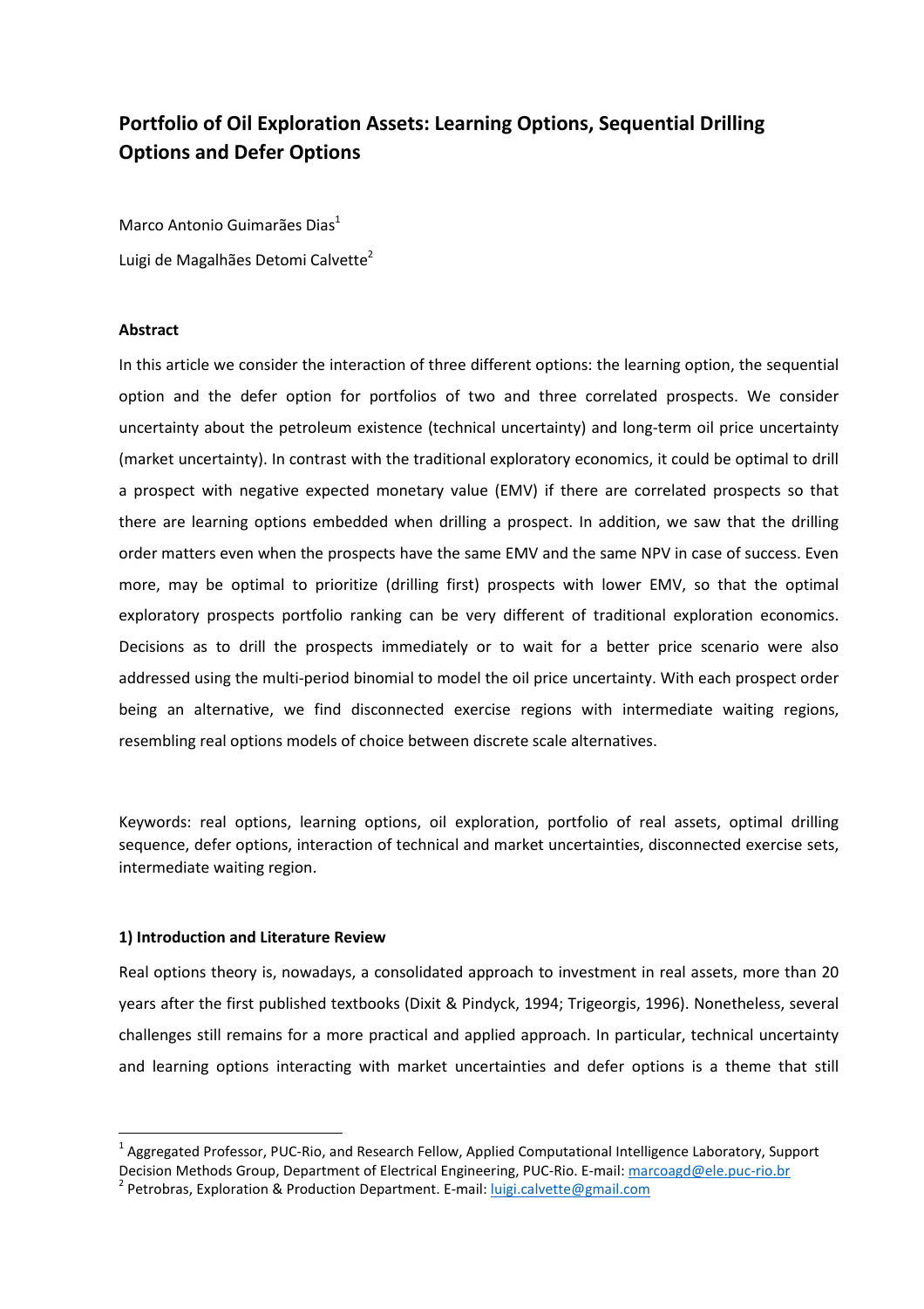# Portfolio of Oil Exploration Assets: Learning Options, Sequential Drilling Options and Defer Options

Marco Antonio Guimarães Dias[1]

Luigi de Magalhães Detomi Calvette[2]

### Abstract

In this article we consider the interaction of three different options: the learning option, the sequential option and the defer option for portfolios of two and three correlated prospects. We consider uncertainty about the petroleum existence (technical uncertainty) and long-term oil price uncertainty (market uncertainty). In contrast with the traditional exploratory economics, it could be optimal to drill a prospect with negative expected monetary value (EMV) if there are correlated prospects so that there are learning options embedded when drilling a prospect. In addition, we saw that the drilling order matters even when the prospects have the same EMV and the same NPV in case of success. Even more, may be optimal to prioritize (drilling first) prospects with lower EMV, so that the optimal exploratory prospects portfolio ranking can be very different of traditional exploration economics. Decisions as to drill the prospects immediately or to wait for a better price scenario were also addressed using the multi-period binomial to model the oil price uncertainty. With each prospect order being an alternative, we find disconnected exercise regions with intermediate waiting regions, resembling real options models of choice between discrete scale alternatives.

Keywords: real options, learning options, oil exploration, portfolio of real assets, optimal drilling sequence, defer options, interaction of technical and market uncertainties, disconnected exercise sets, intermediate waiting region.

### 1) Introduction and Literature Review

Real options theory is, nowadays, a consolidated approach to investment in real assets, more than 20 years after the first published textbooks (Dixit & Pindyck, 1994; Trigeorgis, 1996). Nonetheless, several challenges still remains for a more practical and applied approach. In particular, technical uncertainty and learning options interacting with market uncertainties and defer options is a theme that still

[1] Aggregated Professor, PUC-Rio, and Research Fellow, Applied Computational Intelligence Laboratory, Support Decision Methods Group, Department of Electrical Engineering, PUC-Rio. E-mail: marcoagd@ele.puc-rio.br

[2] Petrobras, Exploration & Production Department. E-mail: luigi.calvette@gmail.com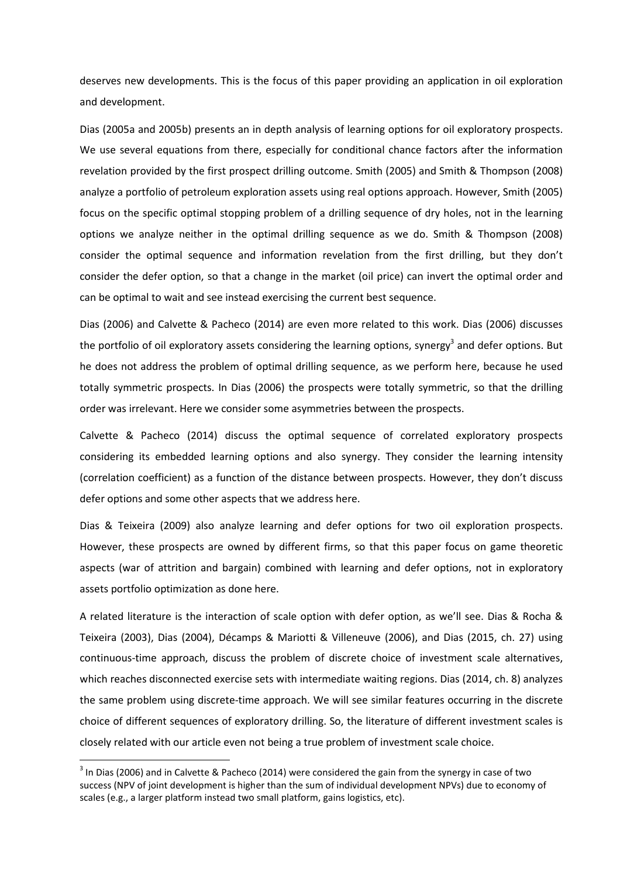deserves new developments. This is the focus of this paper providing an application in oil exploration and development.

Dias (2005a and 2005b) presents an in depth analysis of learning options for oil exploratory prospects. We use several equations from there, especially for conditional chance factors after the information revelation provided by the first prospect drilling outcome. Smith (2005) and Smith & Thompson (2008) analyze a portfolio of petroleum exploration assets using real options approach. However, Smith (2005) focus on the specific optimal stopping problem of a drilling sequence of dry holes, not in the learning options we analyze neither in the optimal drilling sequence as we do. Smith & Thompson (2008) consider the optimal sequence and information revelation from the first drilling, but they don't consider the defer option, so that a change in the market (oil price) can invert the optimal order and can be optimal to wait and see instead exercising the current best sequence.

Dias (2006) and Calvette & Pacheco (2014) are even more related to this work. Dias (2006) discusses the portfolio of oil exploratory assets considering the learning options, synergy[3] and defer options. But he does not address the problem of optimal drilling sequence, as we perform here, because he used totally symmetric prospects. In Dias (2006) the prospects were totally symmetric, so that the drilling order was irrelevant. Here we consider some asymmetries between the prospects.

Calvette & Pacheco (2014) discuss the optimal sequence of correlated exploratory prospects considering its embedded learning options and also synergy. They consider the learning intensity (correlation coefficient) as a function of the distance between prospects. However, they don't discuss defer options and some other aspects that we address here.

Dias & Teixeira (2009) also analyze learning and defer options for two oil exploration prospects. However, these prospects are owned by different firms, so that this paper focus on game theoretic aspects (war of attrition and bargain) combined with learning and defer options, not in exploratory assets portfolio optimization as done here.

A related literature is the interaction of scale option with defer option, as we'll see. Dias & Rocha & Teixeira (2003), Dias (2004), Décamps & Mariotti & Villeneuve (2006), and Dias (2015, ch. 27) using continuous-time approach, discuss the problem of discrete choice of investment scale alternatives, which reaches disconnected exercise sets with intermediate waiting regions. Dias (2014, ch. 8) analyzes the same problem using discrete-time approach. We will see similar features occurring in the discrete choice of different sequences of exploratory drilling. So, the literature of different investment scales is closely related with our article even not being a true problem of investment scale choice.

[3] In Dias (2006) and in Calvette & Pacheco (2014) were considered the gain from the synergy in case of two success (NPV of joint development is higher than the sum of individual development NPVs) due to economy of scales (e.g., a larger platform instead two small platform, gains logistics, etc).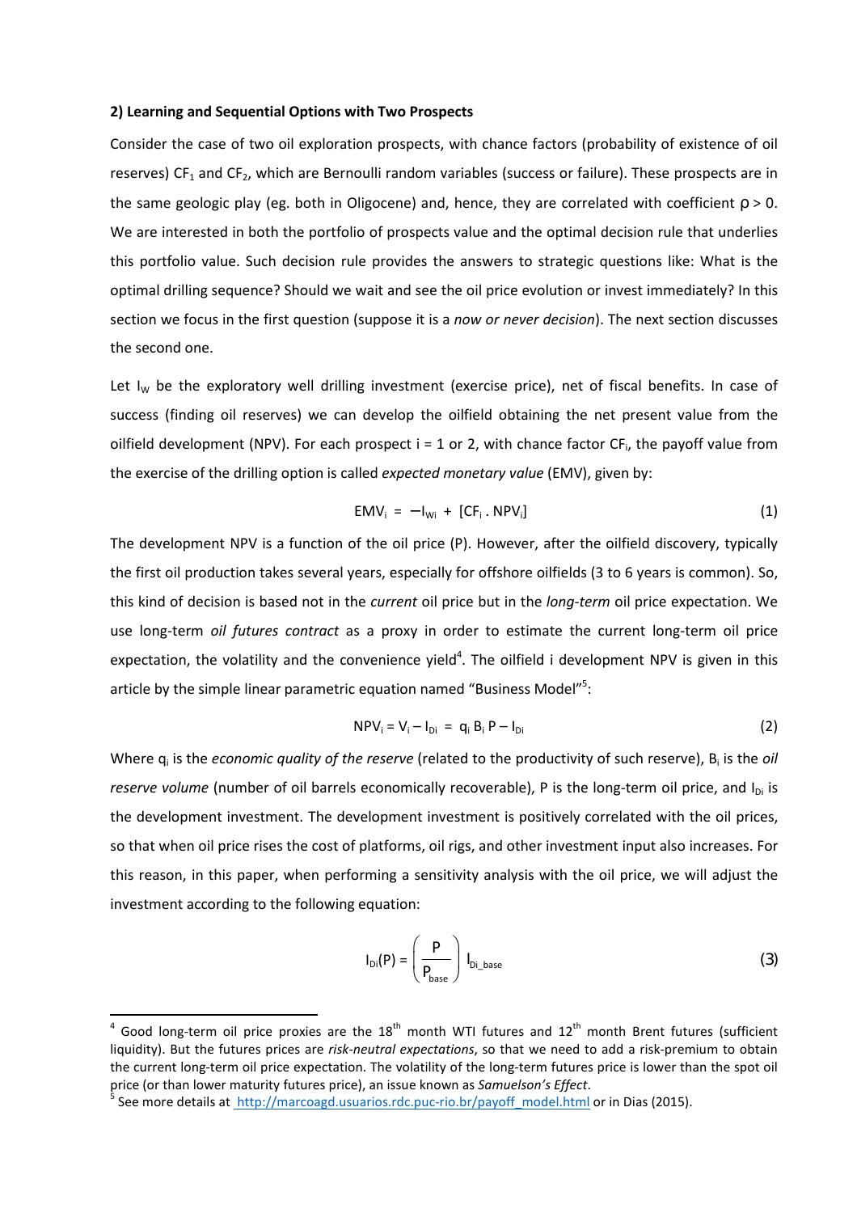**2) Learning and Sequential Options with Two Prospects**

Consider the case of two oil exploration prospects, with chance factors (probability of existence of oil reserves) $CF_1$ and $CF_2$, which are Bernoulli random variables (success or failure). These prospects are in the same geologic play (eg. both in Oligocene) and, hence, they are correlated with coefficient $\rho > 0$. We are interested in both the portfolio of prospects value and the optimal decision rule that underlies this portfolio value. Such decision rule provides the answers to strategic questions like: What is the optimal drilling sequence? Should we wait and see the oil price evolution or invest immediately? In this section we focus in the first question (suppose it is a *now or never decision*). The next section discusses the second one.

Let $I_W$ be the exploratory well drilling investment (exercise price), net of fiscal benefits. In case of success (finding oil reserves) we can develop the oilfield obtaining the net present value from the oilfield development (NPV). For each prospect i = 1 or 2, with chance factor $CF_i$, the payoff value from the exercise of the drilling option is called *expected monetary value* (EMV), given by:

$$EMV_i = -I_{Wi} + [CF_i \, . \, NPV_i] \tag{1}$$

The development NPV is a function of the oil price (P). However, after the oilfield discovery, typically the first oil production takes several years, especially for offshore oilfields (3 to 6 years is common). So, this kind of decision is based not in the *current* oil price but in the *long-term* oil price expectation. We use long-term *oil futures contract* as a proxy in order to estimate the current long-term oil price expectation, the volatility and the convenience yield[4]. The oilfield i development NPV is given in this article by the simple linear parametric equation named "Business Model"[5]:

$$NPV_i = V_i - I_{Di} = q_i \, B_i \, P - I_{Di} \tag{2}$$

Where $q_i$ is the *economic quality of the reserve* (related to the productivity of such reserve), $B_i$ is the *oil reserve volume* (number of oil barrels economically recoverable), P is the long-term oil price, and $I_{Di}$ is the development investment. The development investment is positively correlated with the oil prices, so that when oil price rises the cost of platforms, oil rigs, and other investment input also increases. For this reason, in this paper, when performing a sensitivity analysis with the oil price, we will adjust the investment according to the following equation:

$$I_{Di}(P) = \left( \frac{P}{P_{base}} \right) I_{Di\_base} \tag{3}$$

---

[4] Good long-term oil price proxies are the 18th month WTI futures and 12th month Brent futures (sufficient liquidity). But the futures prices are *risk-neutral expectations*, so that we need to add a risk-premium to obtain the current long-term oil price expectation. The volatility of the long-term futures price is lower than the spot oil price (or than lower maturity futures price), an issue known as *Samuelson's Effect*.

[5] See more details at http://marcoagd.usuarios.rdc.puc-rio.br/payoff_model.html or in Dias (2015).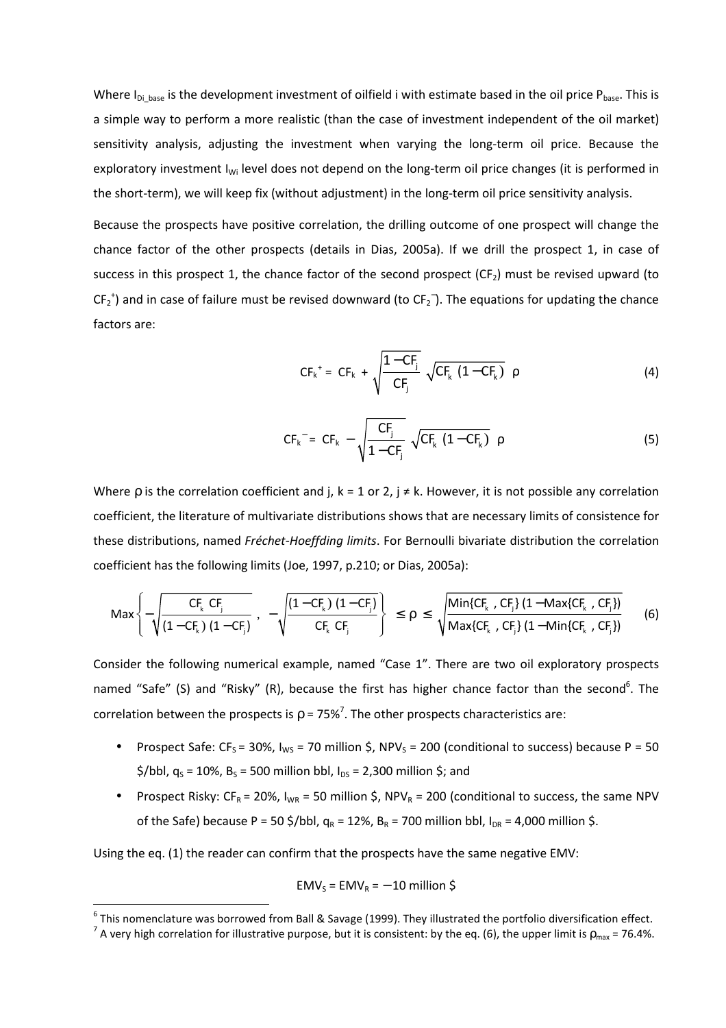Where $I_{Di\_base}$ is the development investment of oilfield i with estimate based in the oil price $P_{base}$. This is a simple way to perform a more realistic (than the case of investment independent of the oil market) sensitivity analysis, adjusting the investment when varying the long-term oil price. Because the exploratory investment $I_{Wi}$ level does not depend on the long-term oil price changes (it is performed in the short-term), we will keep fix (without adjustment) in the long-term oil price sensitivity analysis.

Because the prospects have positive correlation, the drilling outcome of one prospect will change the chance factor of the other prospects (details in Dias, 2005a). If we drill the prospect 1, in case of success in this prospect 1, the chance factor of the second prospect ($CF_2$) must be revised upward (to $CF_2^+$) and in case of failure must be revised downward (to $CF_2^-$). The equations for updating the chance factors are:

$$CF_k^+ = CF_k + \sqrt{\frac{1 - CF_j}{CF_j}} \sqrt{CF_k\,(1 - CF_k)}\;\rho \tag{4}$$

$$CF_k^- = CF_k - \sqrt{\frac{CF_j}{1 - CF_j}} \sqrt{CF_k\,(1 - CF_k)}\;\rho \tag{5}$$

Where $\rho$ is the correlation coefficient and j, k = 1 or 2, j ≠ k. However, it is not possible any correlation coefficient, the literature of multivariate distributions shows that are necessary limits of consistence for these distributions, named *Fréchet-Hoeffding limits*. For Bernoulli bivariate distribution the correlation coefficient has the following limits (Joe, 1997, p.210; or Dias, 2005a):

$$\text{Max}\left\{ -\sqrt{\frac{CF_k\;CF_j}{(1 - CF_k)\,(1 - CF_j)}}\;,\; -\sqrt{\frac{(1 - CF_k)\,(1 - CF_j)}{CF_k\;CF_j}} \right\} \le \rho \le \sqrt{\frac{\text{Min}\{CF_k\,,\,CF_j\}\,(1 - \text{Max}\{CF_k\,,\,CF_j\})}{\text{Max}\{CF_k\,,\,CF_j\}\,(1 - \text{Min}\{CF_k\,,\,CF_j\})}} \tag{6}$$

Consider the following numerical example, named "Case 1". There are two oil exploratory prospects named "Safe" (S) and "Risky" (R), because the first has higher chance factor than the second[6]. The correlation between the prospects is $\rho$ = 75%[7]. The other prospects characteristics are:

- Prospect Safe: $CF_S$ = 30%, $I_{WS}$ = 70 million \$, $NPV_S$ = 200 (conditional to success) because P = 50 \$/bbl, $q_S$ = 10%, $B_S$ = 500 million bbl, $I_{DS}$ = 2,300 million \$; and
- Prospect Risky: $CF_R$ = 20%, $I_{WR}$ = 50 million \$, $NPV_R$ = 200 (conditional to success, the same NPV of the Safe) because P = 50 \$/bbl, $q_R$ = 12%, $B_R$ = 700 million bbl, $I_{DR}$ = 4,000 million \$.

Using the eq. (1) the reader can confirm that the prospects have the same negative EMV:

$$EMV_S = EMV_R = -10 \text{ million \$}$$

---

[6] This nomenclature was borrowed from Ball & Savage (1999). They illustrated the portfolio diversification effect.

[7] A very high correlation for illustrative purpose, but it is consistent: by the eq. (6), the upper limit is $\rho_{max}$ = 76.4%.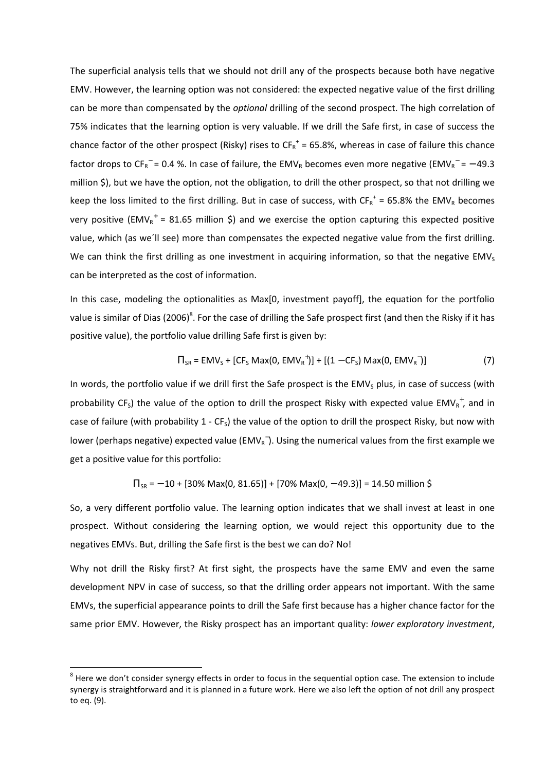The superficial analysis tells that we should not drill any of the prospects because both have negative EMV. However, the learning option was not considered: the expected negative value of the first drilling can be more than compensated by the *optional* drilling of the second prospect. The high correlation of 75% indicates that the learning option is very valuable. If we drill the Safe first, in case of success the chance factor of the other prospect (Risky) rises to $CF_R^+ = 65.8\%$, whereas in case of failure this chance factor drops to $CF_R^- = 0.4\ \%$. In case of failure, the $EMV_R$ becomes even more negative ($EMV_R^- = -49.3$ million \$), but we have the option, not the obligation, to drill the other prospect, so that not drilling we keep the loss limited to the first drilling. But in case of success, with $CF_R^+ = 65.8\%$ the $EMV_R$ becomes very positive ($EMV_R^+ = 81.65$ million \$) and we exercise the option capturing this expected positive value, which (as we´ll see) more than compensates the expected negative value from the first drilling. We can think the first drilling as one investment in acquiring information, so that the negative $EMV_S$ can be interpreted as the cost of information.

In this case, modeling the optionalities as Max[0, investment payoff], the equation for the portfolio value is similar of Dias (2006)[8]. For the case of drilling the Safe prospect first (and then the Risky if it has positive value), the portfolio value drilling Safe first is given by:

$$\Pi_{SR} = EMV_S + [CF_S \text{ Max}(0, EMV_R^+)] + [(1 - CF_S) \text{ Max}(0, EMV_R^-)] \tag{7}$$

In words, the portfolio value if we drill first the Safe prospect is the $EMV_S$ plus, in case of success (with probability $CF_S$) the value of the option to drill the prospect Risky with expected value $EMV_R^+$, and in case of failure (with probability $1 - CF_S$) the value of the option to drill the prospect Risky, but now with lower (perhaps negative) expected value ($EMV_R^-$). Using the numerical values from the first example we get a positive value for this portfolio:

$$\Pi_{SR} = -10 + [30\% \text{ Max}(0, 81.65)] + [70\% \text{ Max}(0, -49.3)] = 14.50 \text{ million \$}$$

So, a very different portfolio value. The learning option indicates that we shall invest at least in one prospect. Without considering the learning option, we would reject this opportunity due to the negatives EMVs. But, drilling the Safe first is the best we can do? No!

Why not drill the Risky first? At first sight, the prospects have the same EMV and even the same development NPV in case of success, so that the drilling order appears not important. With the same EMVs, the superficial appearance points to drill the Safe first because has a higher chance factor for the same prior EMV. However, the Risky prospect has an important quality: *lower exploratory investment*,

[8] Here we don't consider synergy effects in order to focus in the sequential option case. The extension to include synergy is straightforward and it is planned in a future work. Here we also left the option of not drill any prospect to eq. (9).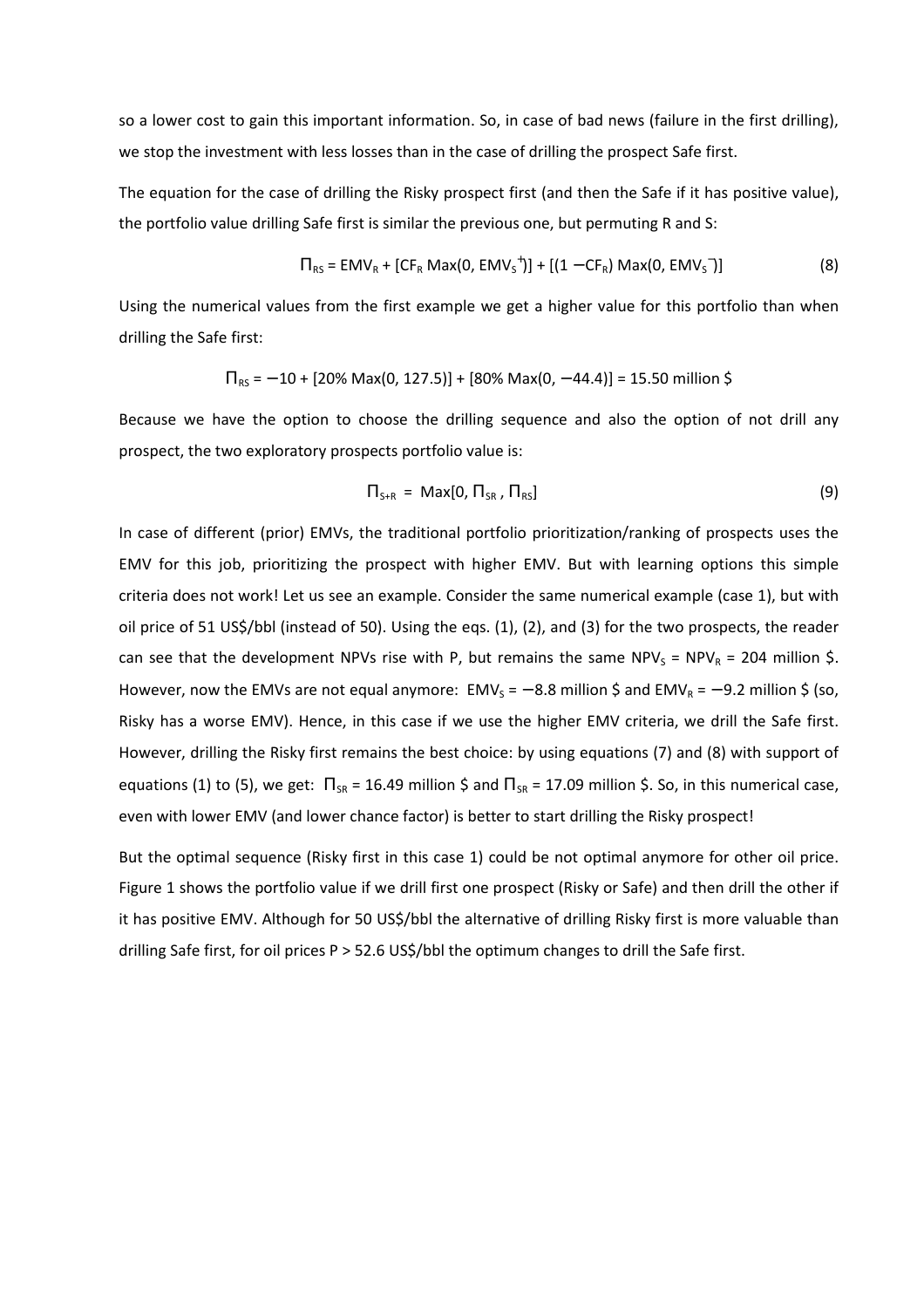so a lower cost to gain this important information. So, in case of bad news (failure in the first drilling), we stop the investment with less losses than in the case of drilling the prospect Safe first.

The equation for the case of drilling the Risky prospect first (and then the Safe if it has positive value), the portfolio value drilling Safe first is similar the previous one, but permuting R and S:

$$\Pi_{RS} = EMV_R + [CF_R \text{ Max}(0, EMV_S^{+})] + [(1 - CF_R) \text{ Max}(0, EMV_S^{-})] \tag{8}$$

Using the numerical values from the first example we get a higher value for this portfolio than when drilling the Safe first:

$$\Pi_{RS} = -10 + [20\% \text{ Max}(0, 127.5)] + [80\% \text{ Max}(0, -44.4)] = 15.50 \text{ million \$}$$

Because we have the option to choose the drilling sequence and also the option of not drill any prospect, the two exploratory prospects portfolio value is:

$$\Pi_{S+R} = \text{Max}[0, \Pi_{SR}, \Pi_{RS}] \tag{9}$$

In case of different (prior) EMVs, the traditional portfolio prioritization/ranking of prospects uses the EMV for this job, prioritizing the prospect with higher EMV. But with learning options this simple criteria does not work! Let us see an example. Consider the same numerical example (case 1), but with oil price of 51 US\$/bbl (instead of 50). Using the eqs. (1), (2), and (3) for the two prospects, the reader can see that the development NPVs rise with P, but remains the same $NPV_S = NPV_R = 204$ million \$. However, now the EMVs are not equal anymore: $EMV_S = -8.8$ million \$ and $EMV_R = -9.2$ million \$ (so, Risky has a worse EMV). Hence, in this case if we use the higher EMV criteria, we drill the Safe first. However, drilling the Risky first remains the best choice: by using equations (7) and (8) with support of equations (1) to (5), we get: $\Pi_{SR} = 16.49$ million \$ and $\Pi_{SR} = 17.09$ million \$. So, in this numerical case, even with lower EMV (and lower chance factor) is better to start drilling the Risky prospect!

But the optimal sequence (Risky first in this case 1) could be not optimal anymore for other oil price. Figure 1 shows the portfolio value if we drill first one prospect (Risky or Safe) and then drill the other if it has positive EMV. Although for 50 US\$/bbl the alternative of drilling Risky first is more valuable than drilling Safe first, for oil prices P > 52.6 US\$/bbl the optimum changes to drill the Safe first.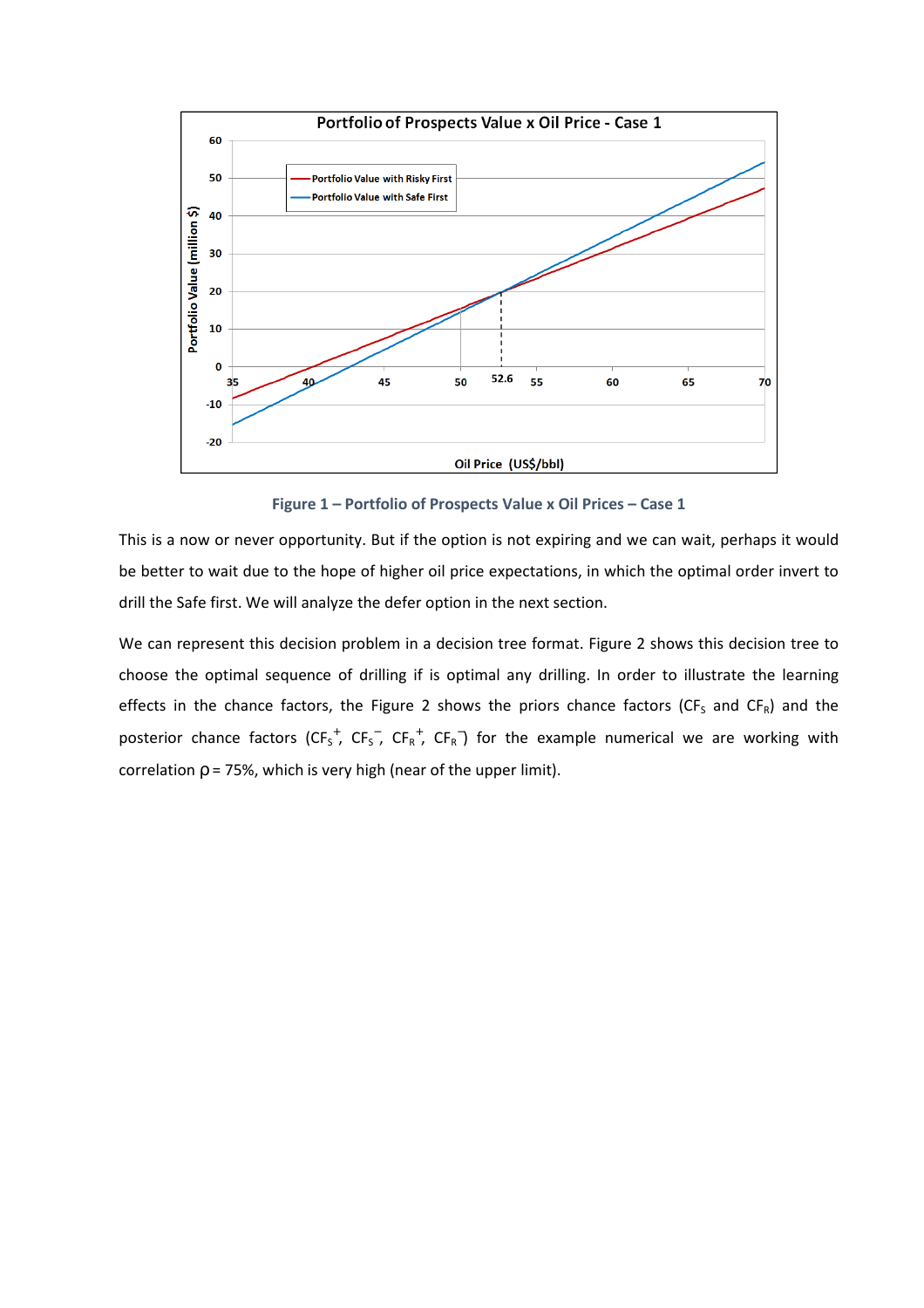**Figure 1 – Portfolio of Prospects Value x Oil Prices – Case 1**

This is a now or never opportunity. But if the option is not expiring and we can wait, perhaps it would be better to wait due to the hope of higher oil price expectations, in which the optimal order invert to drill the Safe first. We will analyze the defer option in the next section.

We can represent this decision problem in a decision tree format. Figure 2 shows this decision tree to choose the optimal sequence of drilling if is optimal any drilling. In order to illustrate the learning effects in the chance factors, the Figure 2 shows the priors chance factors ($CF_S$ and $CF_R$) and the posterior chance factors ($CF_S^+$, $CF_S^-$, $CF_R^+$, $CF_R^-$) for the example numerical we are working with correlation $\rho = 75\%$, which is very high (near of the upper limit).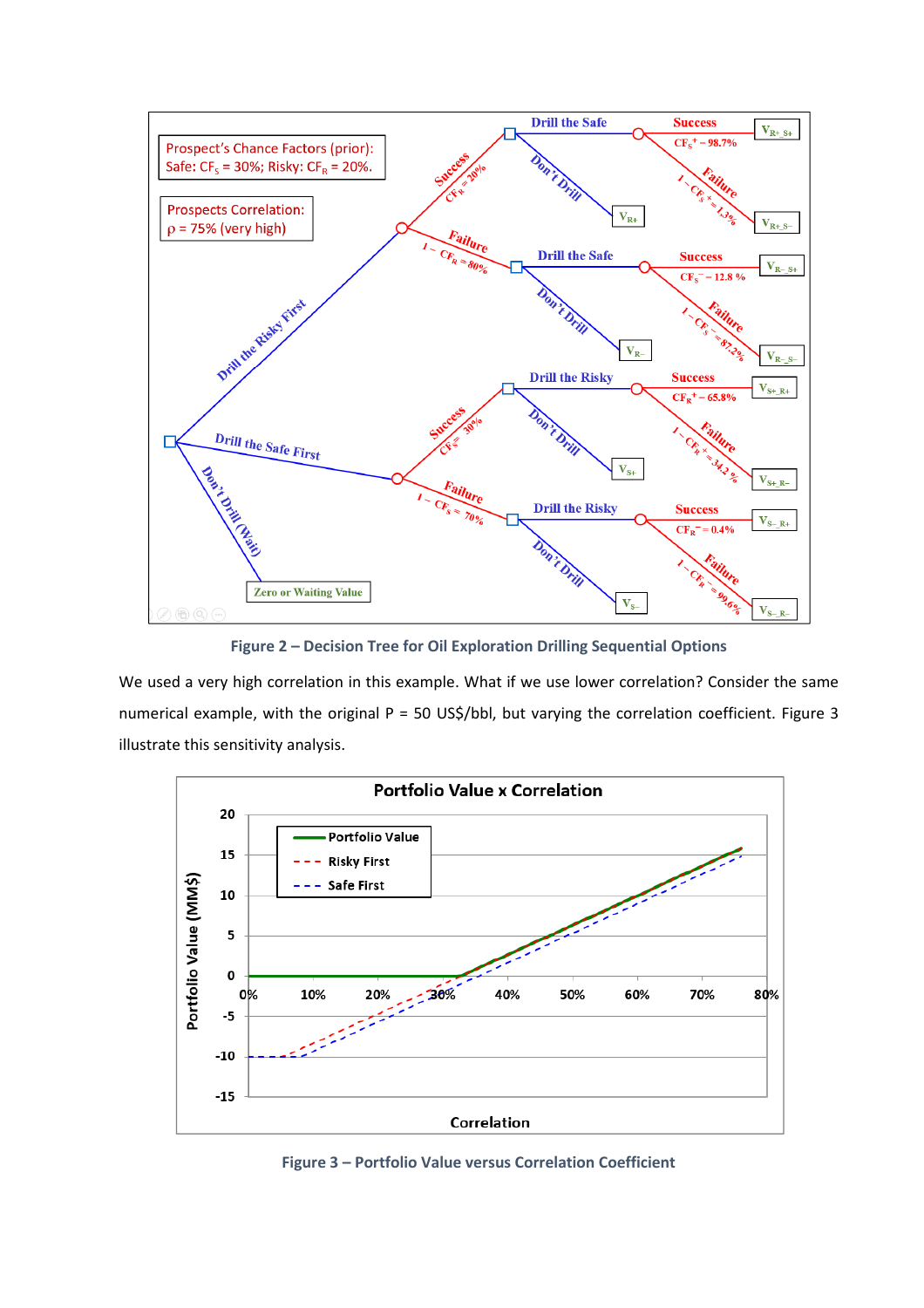Figure 2 – Decision Tree for Oil Exploration Drilling Sequential Options

We used a very high correlation in this example. What if we use lower correlation? Consider the same numerical example, with the original P = 50 US$/bbl, but varying the correlation coefficient. Figure 3 illustrate this sensitivity analysis.

Figure 3 – Portfolio Value versus Correlation Coefficient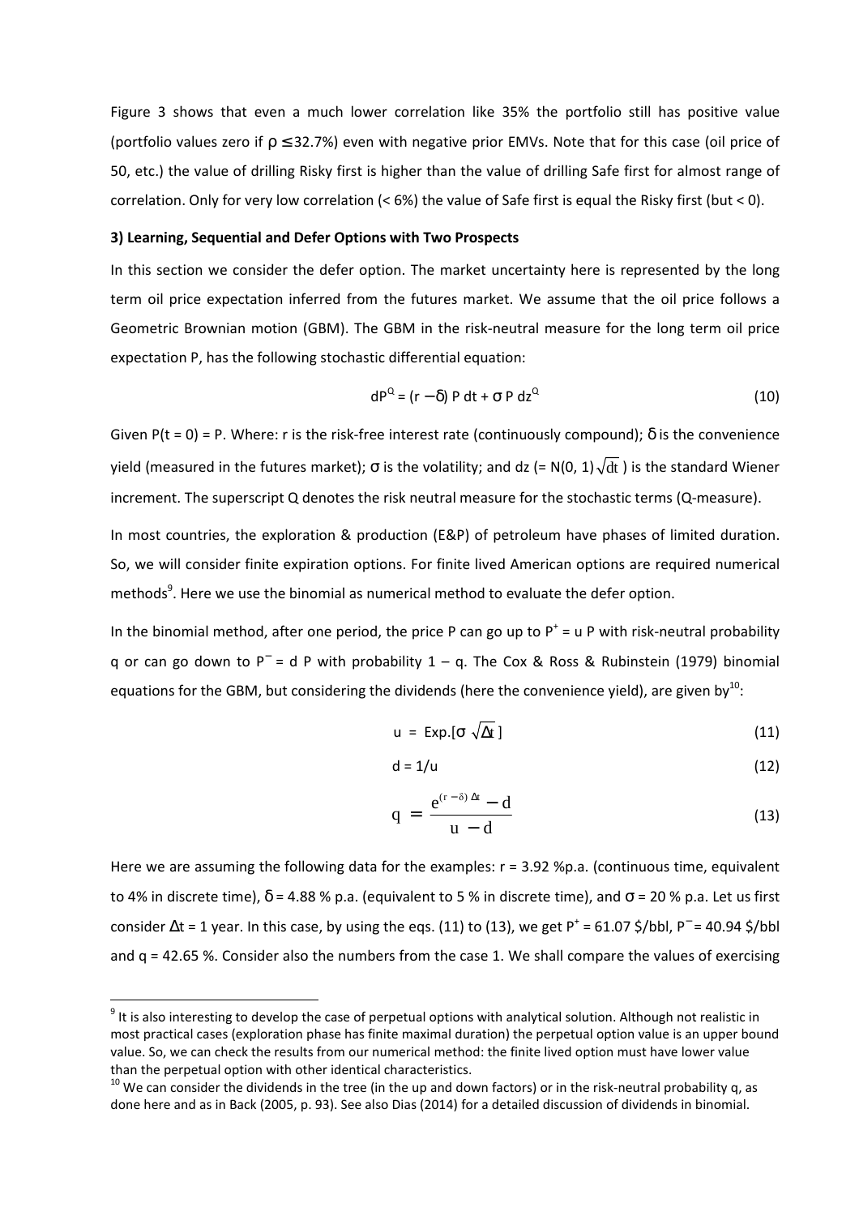Figure 3 shows that even a much lower correlation like 35% the portfolio still has positive value (portfolio values zero if $\rho \leq 32.7\%$) even with negative prior EMVs. Note that for this case (oil price of 50, etc.) the value of drilling Risky first is higher than the value of drilling Safe first for almost range of correlation. Only for very low correlation (< 6%) the value of Safe first is equal the Risky first (but < 0).

**3) Learning, Sequential and Defer Options with Two Prospects**

In this section we consider the defer option. The market uncertainty here is represented by the long term oil price expectation inferred from the futures market. We assume that the oil price follows a Geometric Brownian motion (GBM). The GBM in the risk-neutral measure for the long term oil price expectation P, has the following stochastic differential equation:

$$dP^{Q} = (r - \delta)\, P\, dt + \sigma\, P\, dz^{Q} \tag{10}$$

Given P(t = 0) = P. Where: r is the risk-free interest rate (continuously compound); $\delta$ is the convenience yield (measured in the futures market); $\sigma$ is the volatility; and dz (= $N(0, 1)\sqrt{dt}$ ) is the standard Wiener increment. The superscript Q denotes the risk neutral measure for the stochastic terms (Q-measure).

In most countries, the exploration & production (E&P) of petroleum have phases of limited duration. So, we will consider finite expiration options. For finite lived American options are required numerical methods[9]. Here we use the binomial as numerical method to evaluate the defer option.

In the binomial method, after one period, the price P can go up to $P^{+} = u\,P$ with risk-neutral probability q or can go down to $P^{-} = d\,P$ with probability $1 - q$. The Cox & Ross & Rubinstein (1979) binomial equations for the GBM, but considering the dividends (here the convenience yield), are given by[10]:

$$u = \text{Exp.}[\sigma\,\sqrt{\Delta t}\,] \tag{11}$$

$$d = 1/u \tag{12}$$

$$q = \frac{e^{(r - \delta)\,\Delta t} - d}{u - d} \tag{13}$$

Here we are assuming the following data for the examples: r = 3.92 %p.a. (continuous time, equivalent to 4% in discrete time), $\delta$ = 4.88 % p.a. (equivalent to 5 % in discrete time), and $\sigma$ = 20 % p.a. Let us first consider $\Delta t$ = 1 year. In this case, by using the eqs. (11) to (13), we get $P^{+}$ = 61.07 \$/bbl, $P^{-}$ = 40.94 \$/bbl and q = 42.65 %. Consider also the numbers from the case 1. We shall compare the values of exercising

---

[9] It is also interesting to develop the case of perpetual options with analytical solution. Although not realistic in most practical cases (exploration phase has finite maximal duration) the perpetual option value is an upper bound value. So, we can check the results from our numerical method: the finite lived option must have lower value than the perpetual option with other identical characteristics.

[10] We can consider the dividends in the tree (in the up and down factors) or in the risk-neutral probability q, as done here and as in Back (2005, p. 93). See also Dias (2014) for a detailed discussion of dividends in binomial.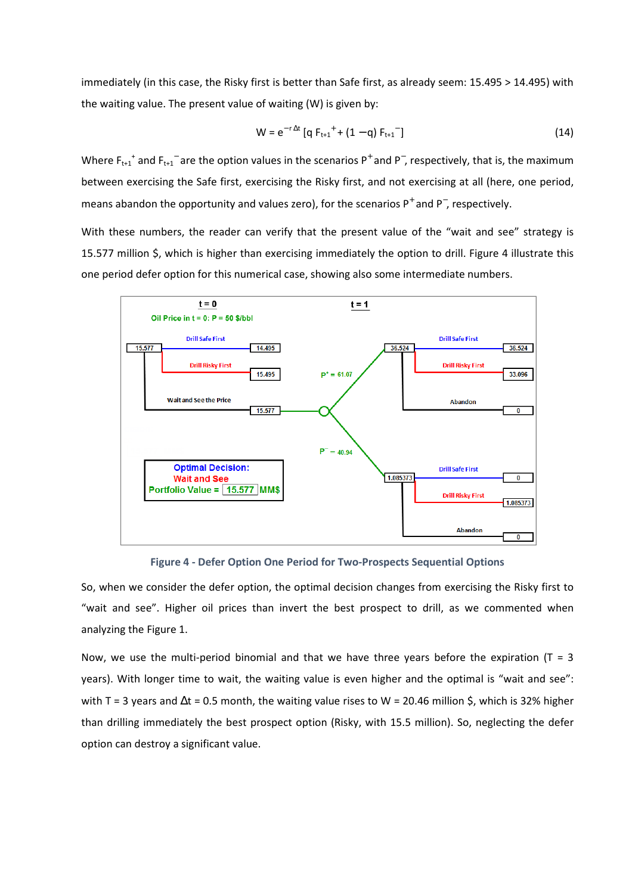immediately (in this case, the Risky first is better than Safe first, as already seem: 15.495 > 14.495) with the waiting value. The present value of waiting (W) is given by:

$$W = e^{-r\,\Delta t}\,[q\,F_{t+1}^{+} + (1 - q)\,F_{t+1}^{-}] \tag{14}$$

Where $F_{t+1}^{+}$ and $F_{t+1}^{-}$ are the option values in the scenarios $P^{+}$ and $P^{-}$, respectively, that is, the maximum between exercising the Safe first, exercising the Risky first, and not exercising at all (here, one period, means abandon the opportunity and values zero), for the scenarios $P^{+}$ and $P^{-}$, respectively.

With these numbers, the reader can verify that the present value of the "wait and see" strategy is 15.577 million $, which is higher than exercising immediately the option to drill. Figure 4 illustrate this one period defer option for this numerical case, showing also some intermediate numbers.

Figure 4 - Defer Option One Period for Two-Prospects Sequential Options

So, when we consider the defer option, the optimal decision changes from exercising the Risky first to "wait and see". Higher oil prices than invert the best prospect to drill, as we commented when analyzing the Figure 1.

Now, we use the multi-period binomial and that we have three years before the expiration (T = 3 years). With longer time to wait, the waiting value is even higher and the optimal is "wait and see": with T = 3 years and $\Delta t$ = 0.5 month, the waiting value rises to W = 20.46 million $, which is 32% higher than drilling immediately the best prospect option (Risky, with 15.5 million). So, neglecting the defer option can destroy a significant value.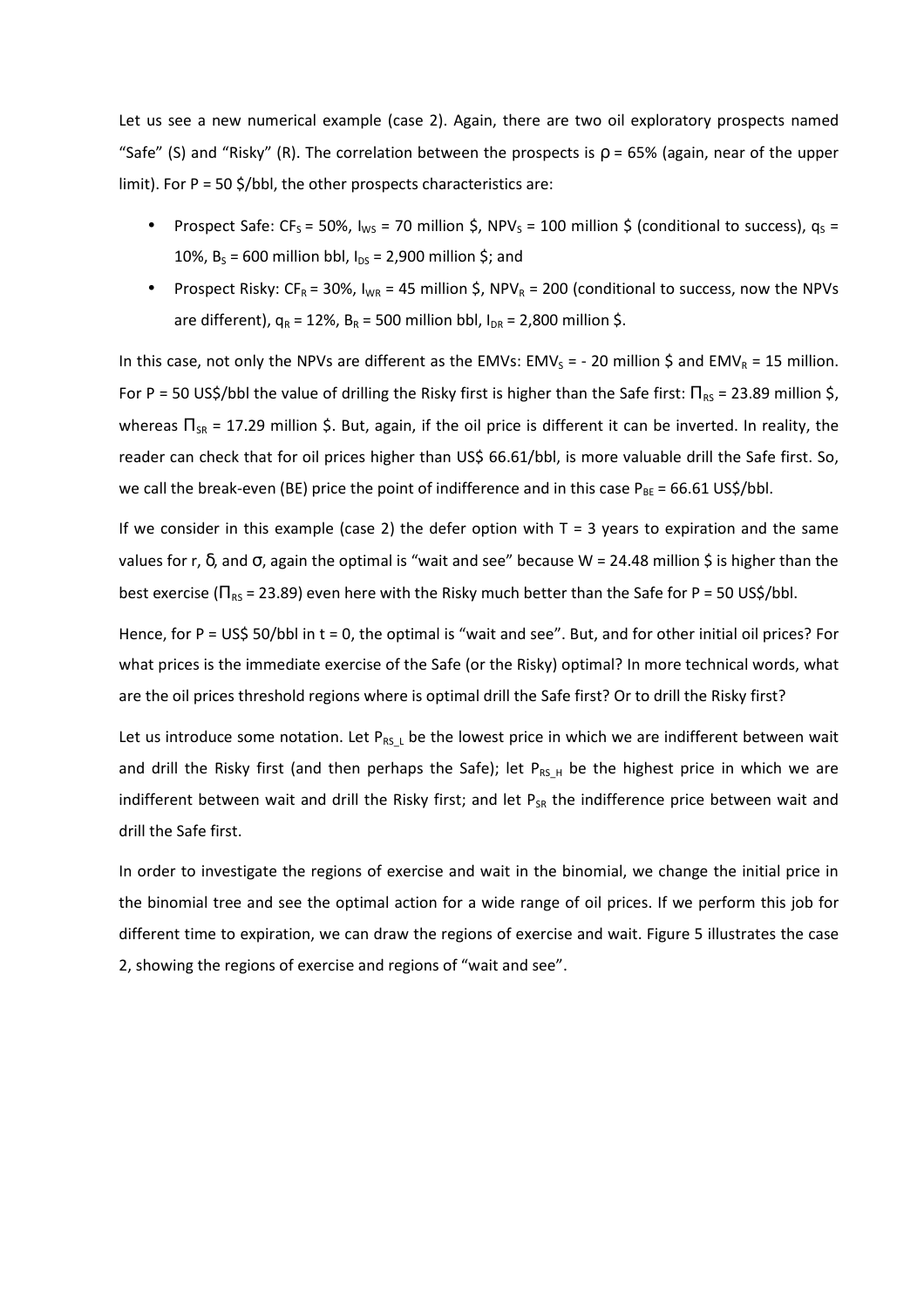Let us see a new numerical example (case 2). Again, there are two oil exploratory prospects named "Safe" (S) and "Risky" (R). The correlation between the prospects is $\rho$ = 65% (again, near of the upper limit). For P = 50 \$/bbl, the other prospects characteristics are:

- Prospect Safe: $CF_S$ = 50%, $I_{WS}$ = 70 million \$, $NPV_S$ = 100 million \$ (conditional to success), $q_S$ = 10%, $B_S$ = 600 million bbl, $I_{DS}$ = 2,900 million \$; and
- Prospect Risky: $CF_R$ = 30%, $I_{WR}$ = 45 million \$, $NPV_R$ = 200 (conditional to success, now the NPVs are different), $q_R$ = 12%, $B_R$ = 500 million bbl, $I_{DR}$ = 2,800 million \$.

In this case, not only the NPVs are different as the EMVs: $EMV_S$ = - 20 million \$ and $EMV_R$ = 15 million. For P = 50 US\$/bbl the value of drilling the Risky first is higher than the Safe first: $\Pi_{RS}$ = 23.89 million \$, whereas $\Pi_{SR}$ = 17.29 million \$. But, again, if the oil price is different it can be inverted. In reality, the reader can check that for oil prices higher than US\$ 66.61/bbl, is more valuable drill the Safe first. So, we call the break-even (BE) price the point of indifference and in this case $P_{BE}$ = 66.61 US\$/bbl.

If we consider in this example (case 2) the defer option with T = 3 years to expiration and the same values for r, $\delta$, and $\sigma$, again the optimal is "wait and see" because W = 24.48 million \$ is higher than the best exercise ($\Pi_{RS}$ = 23.89) even here with the Risky much better than the Safe for P = 50 US\$/bbl.

Hence, for P = US\$ 50/bbl in t = 0, the optimal is "wait and see". But, and for other initial oil prices? For what prices is the immediate exercise of the Safe (or the Risky) optimal? In more technical words, what are the oil prices threshold regions where is optimal drill the Safe first? Or to drill the Risky first?

Let us introduce some notation. Let $P_{RS\_L}$ be the lowest price in which we are indifferent between wait and drill the Risky first (and then perhaps the Safe); let $P_{RS\_H}$ be the highest price in which we are indifferent between wait and drill the Risky first; and let $P_{SR}$ the indifference price between wait and drill the Safe first.

In order to investigate the regions of exercise and wait in the binomial, we change the initial price in the binomial tree and see the optimal action for a wide range of oil prices. If we perform this job for different time to expiration, we can draw the regions of exercise and wait. Figure 5 illustrates the case 2, showing the regions of exercise and regions of "wait and see".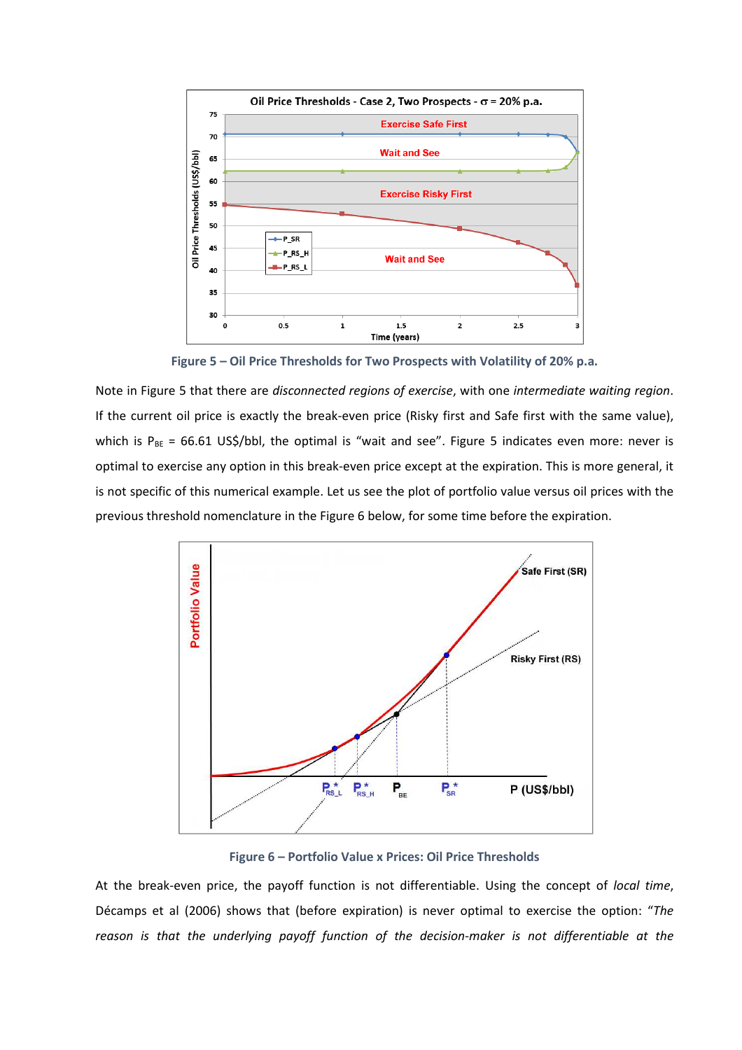Figure 5 – Oil Price Thresholds for Two Prospects with Volatility of 20% p.a.

Note in Figure 5 that there are *disconnected regions of exercise*, with one *intermediate waiting region*. If the current oil price is exactly the break-even price (Risky first and Safe first with the same value), which is $P_{BE}$ = 66.61 US$/bbl, the optimal is "wait and see". Figure 5 indicates even more: never is optimal to exercise any option in this break-even price except at the expiration. This is more general, it is not specific of this numerical example. Let us see the plot of portfolio value versus oil prices with the previous threshold nomenclature in the Figure 6 below, for some time before the expiration.

Figure 6 – Portfolio Value x Prices: Oil Price Thresholds

At the break-even price, the payoff function is not differentiable. Using the concept of *local time*, Décamps et al (2006) shows that (before expiration) is never optimal to exercise the option: "*The reason is that the underlying payoff function of the decision-maker is not differentiable at the*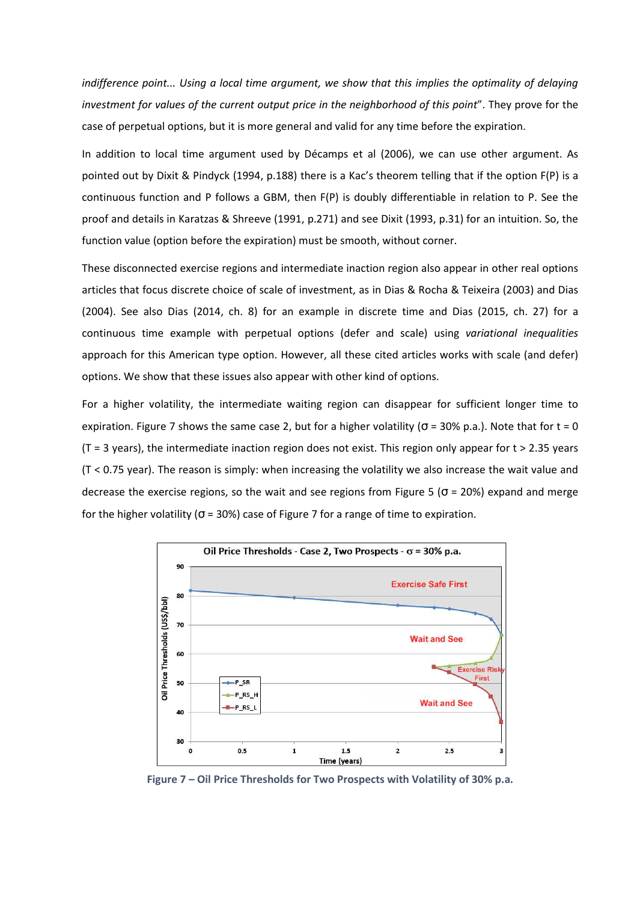*indifference point... Using a local time argument, we show that this implies the optimality of delaying investment for values of the current output price in the neighborhood of this point*". They prove for the case of perpetual options, but it is more general and valid for any time before the expiration.

In addition to local time argument used by Décamps et al (2006), we can use other argument. As pointed out by Dixit & Pindyck (1994, p.188) there is a Kac's theorem telling that if the option F(P) is a continuous function and P follows a GBM, then F(P) is doubly differentiable in relation to P. See the proof and details in Karatzas & Shreeve (1991, p.271) and see Dixit (1993, p.31) for an intuition. So, the function value (option before the expiration) must be smooth, without corner.

These disconnected exercise regions and intermediate inaction region also appear in other real options articles that focus discrete choice of scale of investment, as in Dias & Rocha & Teixeira (2003) and Dias (2004). See also Dias (2014, ch. 8) for an example in discrete time and Dias (2015, ch. 27) for a continuous time example with perpetual options (defer and scale) using *variational inequalities* approach for this American type option. However, all these cited articles works with scale (and defer) options. We show that these issues also appear with other kind of options.

For a higher volatility, the intermediate waiting region can disappear for sufficient longer time to expiration. Figure 7 shows the same case 2, but for a higher volatility ($\sigma$ = 30% p.a.). Note that for t = 0 (T = 3 years), the intermediate inaction region does not exist. This region only appear for t > 2.35 years (T < 0.75 year). The reason is simply: when increasing the volatility we also increase the wait value and decrease the exercise regions, so the wait and see regions from Figure 5 ($\sigma$ = 20%) expand and merge for the higher volatility ($\sigma$ = 30%) case of Figure 7 for a range of time to expiration.

**Figure 7 – Oil Price Thresholds for Two Prospects with Volatility of 30% p.a.**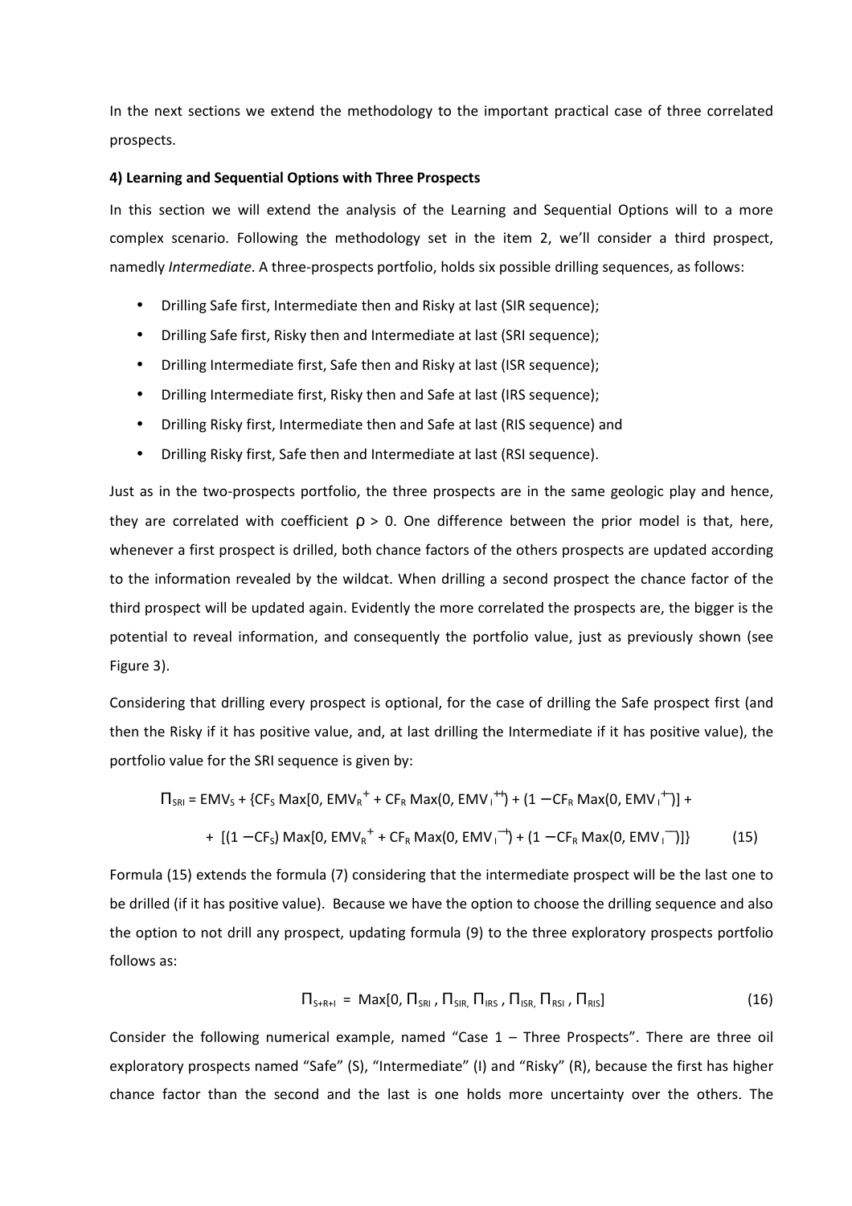In the next sections we extend the methodology to the important practical case of three correlated prospects.

**4) Learning and Sequential Options with Three Prospects**

In this section we will extend the analysis of the Learning and Sequential Options will to a more complex scenario. Following the methodology set in the item 2, we'll consider a third prospect, namedly *Intermediate*. A three-prospects portfolio, holds six possible drilling sequences, as follows:

- Drilling Safe first, Intermediate then and Risky at last (SIR sequence);
- Drilling Safe first, Risky then and Intermediate at last (SRI sequence);
- Drilling Intermediate first, Safe then and Risky at last (ISR sequence);
- Drilling Intermediate first, Risky then and Safe at last (IRS sequence);
- Drilling Risky first, Intermediate then and Safe at last (RIS sequence) and
- Drilling Risky first, Safe then and Intermediate at last (RSI sequence).

Just as in the two-prospects portfolio, the three prospects are in the same geologic play and hence, they are correlated with coefficient $\rho > 0$. One difference between the prior model is that, here, whenever a first prospect is drilled, both chance factors of the others prospects are updated according to the information revealed by the wildcat. When drilling a second prospect the chance factor of the third prospect will be updated again. Evidently the more correlated the prospects are, the bigger is the potential to reveal information, and consequently the portfolio value, just as previously shown (see Figure 3).

Considering that drilling every prospect is optional, for the case of drilling the Safe prospect first (and then the Risky if it has positive value, and, at last drilling the Intermediate if it has positive value), the portfolio value for the SRI sequence is given by:

$$\Pi_{SRI} = EMV_S + \{CF_S \, Max[0, EMV_R^{+} + CF_R \, Max(0, EMV_I^{++}) + (1 - CF_R \, Max(0, EMV_I^{+-})] +$$

$$+ \; [(1 - CF_S) \, Max[0, EMV_R^{+} + CF_R \, Max(0, EMV_I^{-+}) + (1 - CF_R \, Max(0, EMV_I^{--})]\} \qquad (15)$$

Formula (15) extends the formula (7) considering that the intermediate prospect will be the last one to be drilled (if it has positive value). Because we have the option to choose the drilling sequence and also the option to not drill any prospect, updating formula (9) to the three exploratory prospects portfolio follows as:

$$\Pi_{S+R+I} = Max[0, \Pi_{SRI}, \Pi_{SIR}, \Pi_{IRS}, \Pi_{ISR}, \Pi_{RSI}, \Pi_{RIS}] \qquad (16)$$

Consider the following numerical example, named "Case 1 – Three Prospects". There are three oil exploratory prospects named "Safe" (S), "Intermediate" (I) and "Risky" (R), because the first has higher chance factor than the second and the last is one holds more uncertainty over the others. The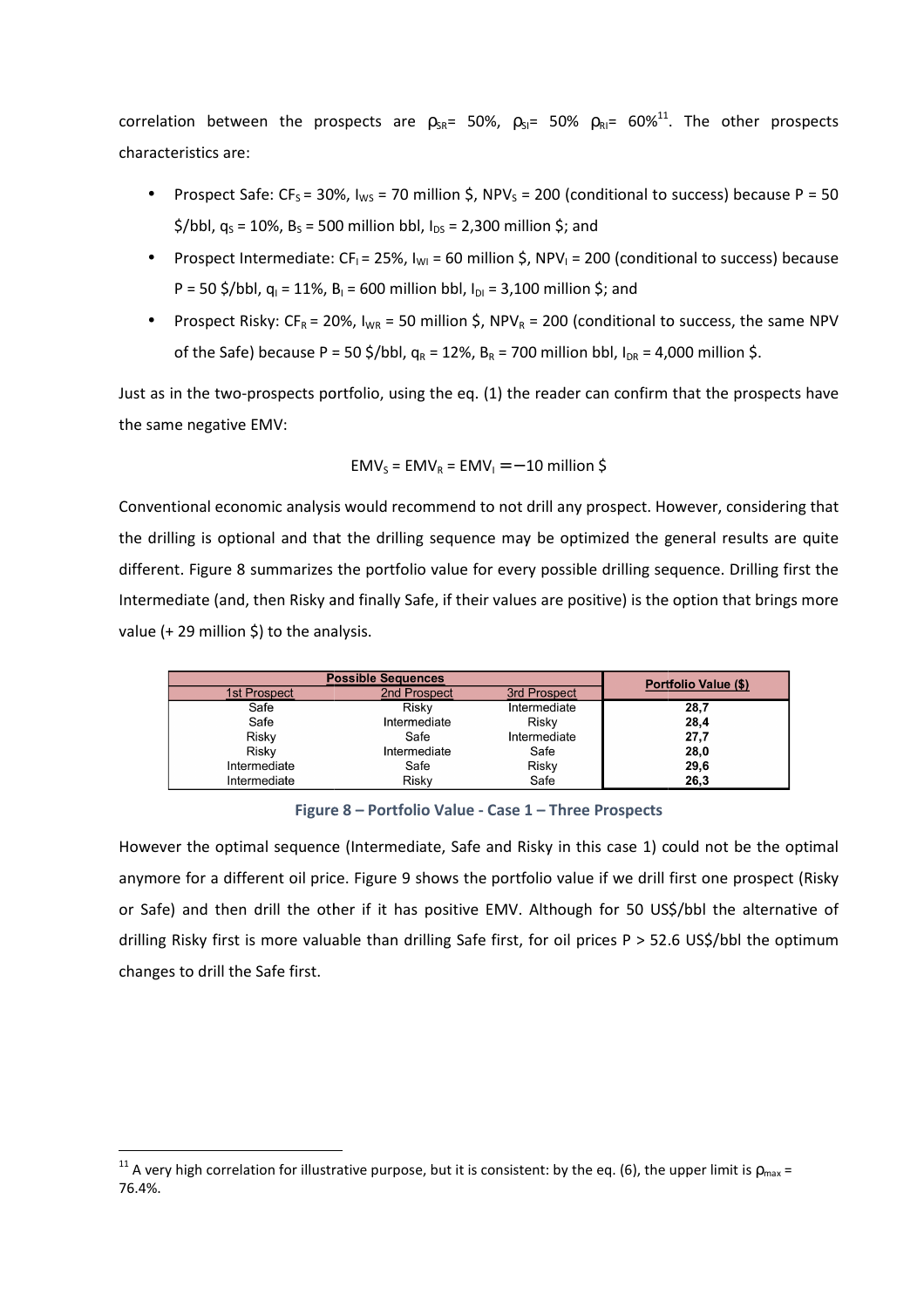correlation between the prospects are $\rho_{SR}$= 50%, $\rho_{SI}$= 50% $\rho_{RI}$= 60%[11]. The other prospects characteristics are:

- Prospect Safe: $CF_S$ = 30%, $I_{WS}$ = 70 million \$, $NPV_S$ = 200 (conditional to success) because P = 50 \$/bbl, $q_S$ = 10%, $B_S$ = 500 million bbl, $I_{DS}$ = 2,300 million \$; and
- Prospect Intermediate: $CF_I$ = 25%, $I_{WI}$ = 60 million \$, $NPV_I$ = 200 (conditional to success) because P = 50 \$/bbl, $q_I$ = 11%, $B_I$ = 600 million bbl, $I_{DI}$ = 3,100 million \$; and
- Prospect Risky: $CF_R$ = 20%, $I_{WR}$ = 50 million \$, $NPV_R$ = 200 (conditional to success, the same NPV of the Safe) because P = 50 \$/bbl, $q_R$ = 12%, $B_R$ = 700 million bbl, $I_{DR}$ = 4,000 million \$.

Just as in the two-prospects portfolio, using the eq. (1) the reader can confirm that the prospects have the same negative EMV:

$$EMV_S = EMV_R = EMV_I = -10 \text{ million \$}$$

Conventional economic analysis would recommend to not drill any prospect. However, considering that the drilling is optional and that the drilling sequence may be optimized the general results are quite different. Figure 8 summarizes the portfolio value for every possible drilling sequence. Drilling first the Intermediate (and, then Risky and finally Safe, if their values are positive) is the option that brings more value (+ 29 million \$) to the analysis.

| Possible Sequences | | | Portfolio Value (\$) |
|---|---|---|---|
| 1st Prospect | 2nd Prospect | 3rd Prospect | |
| Safe | Risky | Intermediate | **28,7** |
| Safe | Intermediate | Risky | **28,4** |
| Risky | Safe | Intermediate | **27,7** |
| Risky | Intermediate | Safe | **28,0** |
| Intermediate | Safe | Risky | **29,6** |
| Intermediate | Risky | Safe | **26,3** |

**Figure 8 – Portfolio Value - Case 1 – Three Prospects**

However the optimal sequence (Intermediate, Safe and Risky in this case 1) could not be the optimal anymore for a different oil price. Figure 9 shows the portfolio value if we drill first one prospect (Risky or Safe) and then drill the other if it has positive EMV. Although for 50 US\$/bbl the alternative of drilling Risky first is more valuable than drilling Safe first, for oil prices P > 52.6 US\$/bbl the optimum changes to drill the Safe first.

[11] A very high correlation for illustrative purpose, but it is consistent: by the eq. (6), the upper limit is $\rho_{max}$ = 76.4%.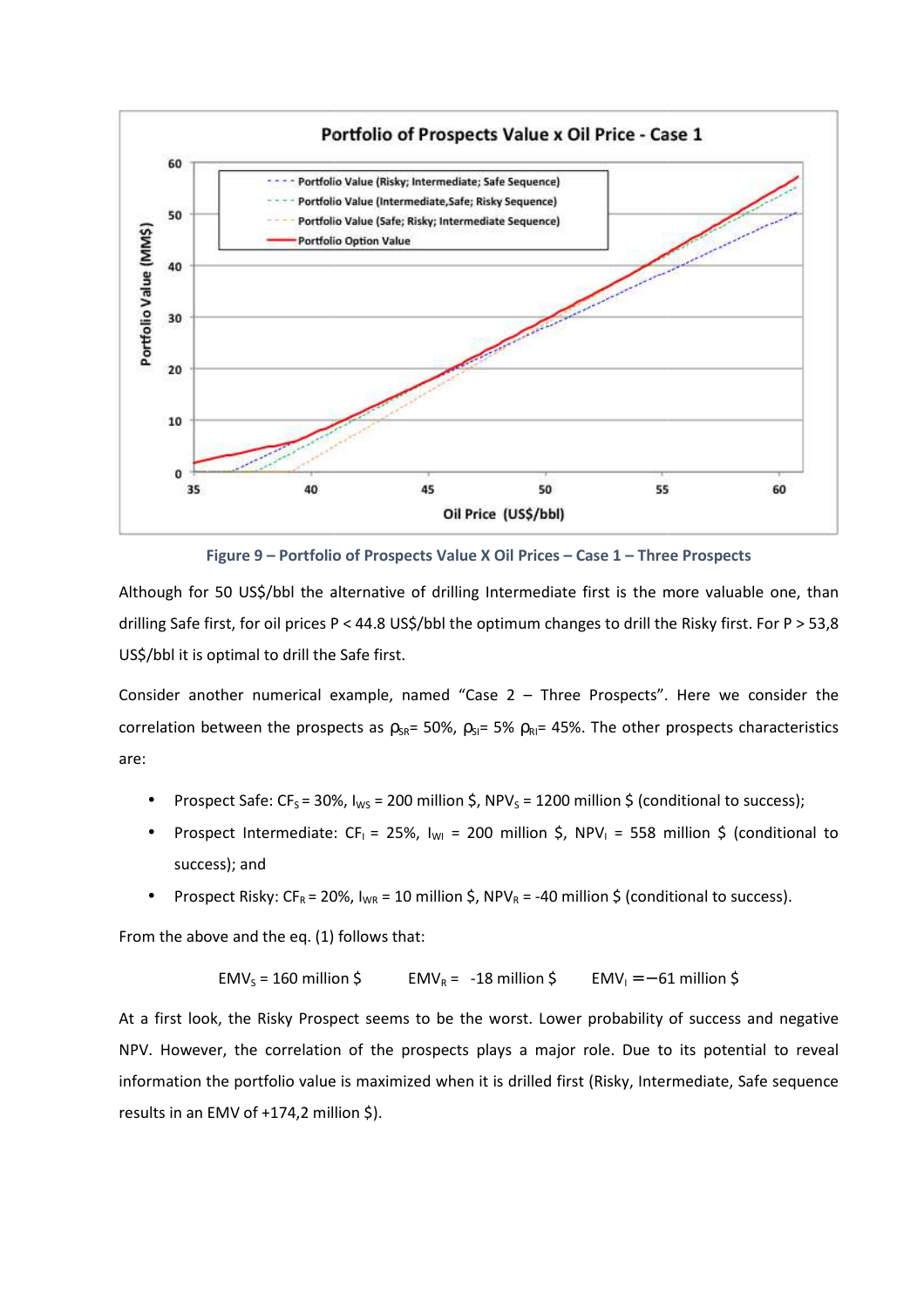**Figure 9 – Portfolio of Prospects Value X Oil Prices – Case 1 – Three Prospects**

Although for 50 US$/bbl the alternative of drilling Intermediate first is the more valuable one, than drilling Safe first, for oil prices P < 44.8 US$/bbl the optimum changes to drill the Risky first. For P > 53,8 US$/bbl it is optimal to drill the Safe first.

Consider another numerical example, named "Case 2 – Three Prospects". Here we consider the correlation between the prospects as $\rho_{SR}$= 50%, $\rho_{SI}$= 5% $\rho_{RI}$= 45%. The other prospects characteristics are:

- Prospect Safe: $CF_S$ = 30%, $I_{WS}$ = 200 million \$, $NPV_S$ = 1200 million \$ (conditional to success);
- Prospect Intermediate: $CF_I$ = 25%, $I_{WI}$ = 200 million \$, $NPV_I$ = 558 million \$ (conditional to success); and
- Prospect Risky: $CF_R$ = 20%, $I_{WR}$ = 10 million \$, $NPV_R$ = -40 million \$ (conditional to success).

From the above and the eq. (1) follows that:

$$EMV_S = 160 \text{ million } \$ \qquad EMV_R = -18 \text{ million } \$ \qquad EMV_I = -61 \text{ million } \$$$

At a first look, the Risky Prospect seems to be the worst. Lower probability of success and negative NPV. However, the correlation of the prospects plays a major role. Due to its potential to reveal information the portfolio value is maximized when it is drilled first (Risky, Intermediate, Safe sequence results in an EMV of +174,2 million \$).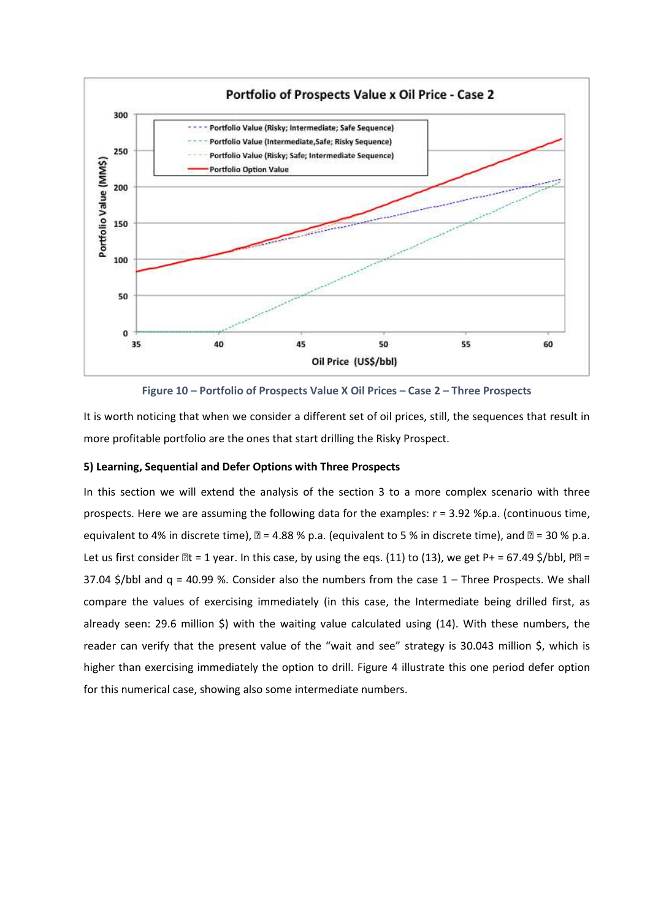Figure 10 – Portfolio of Prospects Value X Oil Prices – Case 2 – Three Prospects

It is worth noticing that when we consider a different set of oil prices, still, the sequences that result in more profitable portfolio are the ones that start drilling the Risky Prospect.

**5) Learning, Sequential and Defer Options with Three Prospects**

In this section we will extend the analysis of the section 3 to a more complex scenario with three prospects. Here we are assuming the following data for the examples: r = 3.92 %p.a. (continuous time, equivalent to 4% in discrete time), $\delta$ = 4.88 % p.a. (equivalent to 5 % in discrete time), and $\sigma$ = 30 % p.a. Let us first consider $\Delta t$ = 1 year. In this case, by using the eqs. (11) to (13), we get P+ = 67.49 \$/bbl, $P^{-}$ = 37.04 \$/bbl and q = 40.99 %. Consider also the numbers from the case 1 – Three Prospects. We shall compare the values of exercising immediately (in this case, the Intermediate being drilled first, as already seen: 29.6 million \$) with the waiting value calculated using (14). With these numbers, the reader can verify that the present value of the "wait and see" strategy is 30.043 million \$, which is higher than exercising immediately the option to drill. Figure 4 illustrate this one period defer option for this numerical case, showing also some intermediate numbers.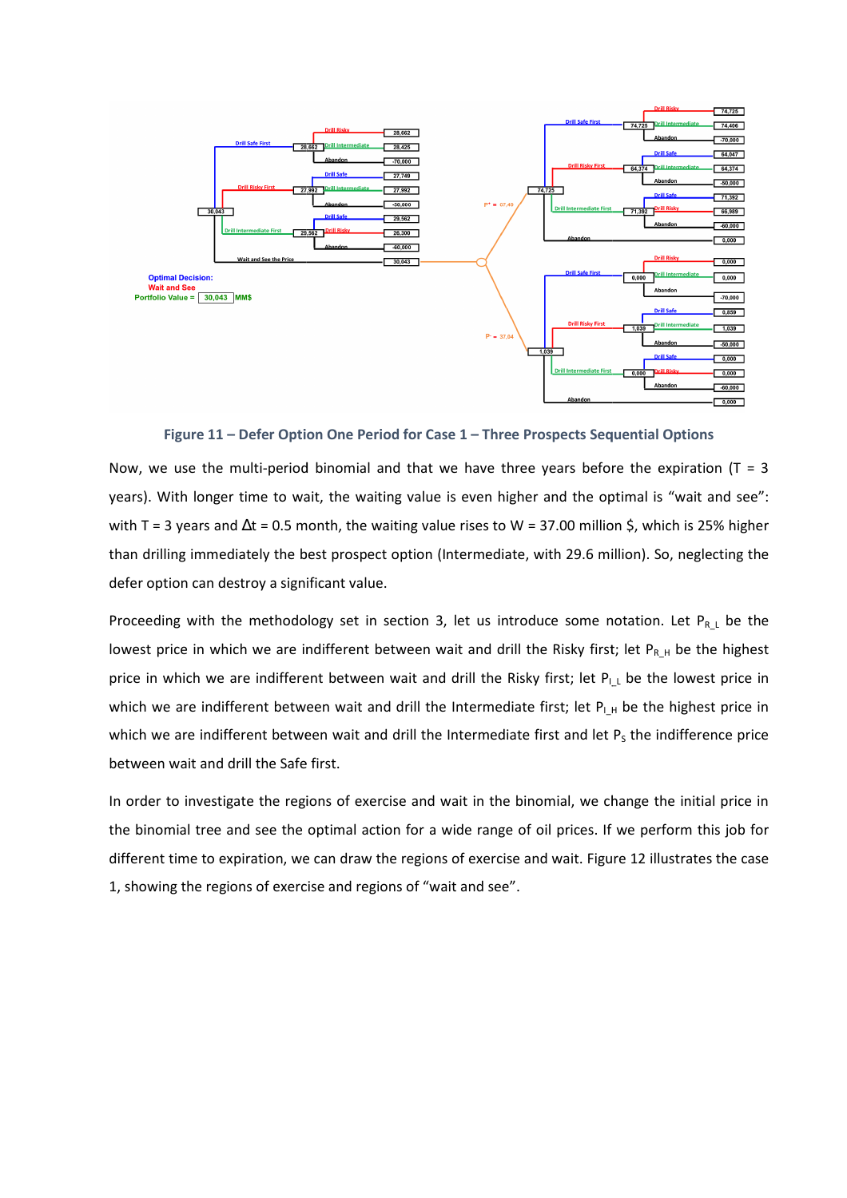Figure 11 – Defer Option One Period for Case 1 – Three Prospects Sequential Options

Now, we use the multi-period binomial and that we have three years before the expiration (T = 3 years). With longer time to wait, the waiting value is even higher and the optimal is "wait and see": with T = 3 years and $\Delta t$ = 0.5 month, the waiting value rises to W = 37.00 million \$, which is 25% higher than drilling immediately the best prospect option (Intermediate, with 29.6 million). So, neglecting the defer option can destroy a significant value.

Proceeding with the methodology set in section 3, let us introduce some notation. Let $P_{R\_L}$ be the lowest price in which we are indifferent between wait and drill the Risky first; let $P_{R\_H}$ be the highest price in which we are indifferent between wait and drill the Risky first; let $P_{I\_L}$ be the lowest price in which we are indifferent between wait and drill the Intermediate first; let $P_{I\_H}$ be the highest price in which we are indifferent between wait and drill the Intermediate first and let $P_S$ the indifference price between wait and drill the Safe first.

In order to investigate the regions of exercise and wait in the binomial, we change the initial price in the binomial tree and see the optimal action for a wide range of oil prices. If we perform this job for different time to expiration, we can draw the regions of exercise and wait. Figure 12 illustrates the case 1, showing the regions of exercise and regions of "wait and see".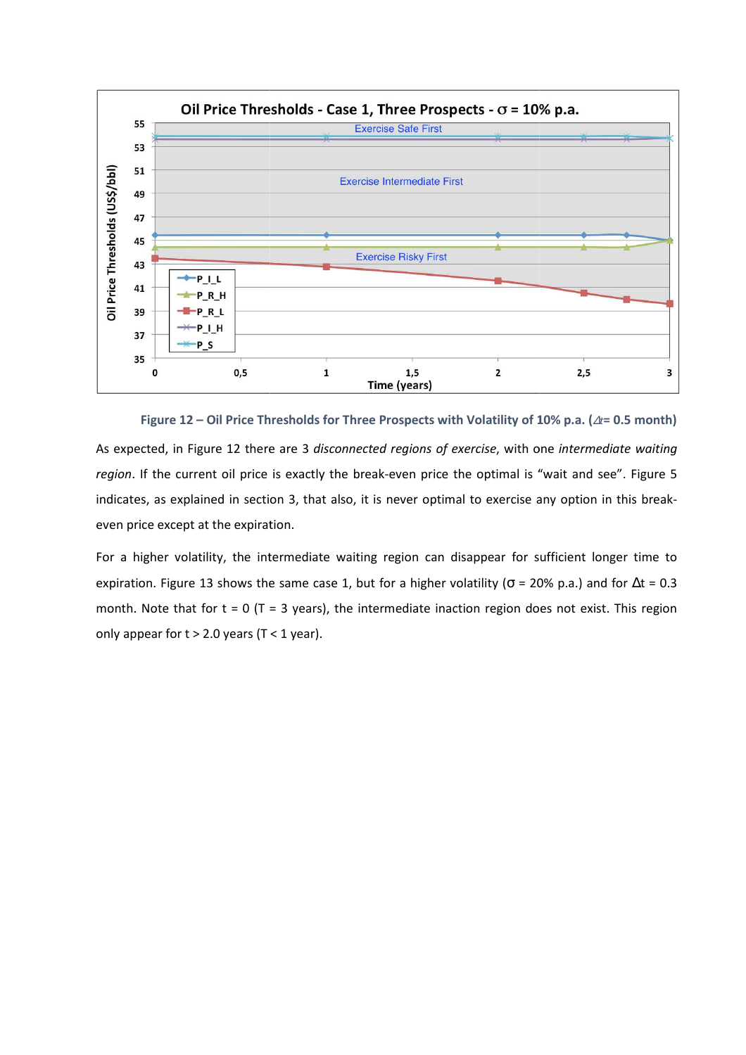Figure 12 – Oil Price Thresholds for Three Prospects with Volatility of 10% p.a. ($\Delta t$= 0.5 month)

As expected, in Figure 12 there are 3 *disconnected regions of exercise*, with one *intermediate waiting region*. If the current oil price is exactly the break-even price the optimal is "wait and see". Figure 5 indicates, as explained in section 3, that also, it is never optimal to exercise any option in this break-even price except at the expiration.

For a higher volatility, the intermediate waiting region can disappear for sufficient longer time to expiration. Figure 13 shows the same case 1, but for a higher volatility ($\sigma$ = 20% p.a.) and for $\Delta$t = 0.3 month. Note that for t = 0 (T = 3 years), the intermediate inaction region does not exist. This region only appear for t > 2.0 years (T < 1 year).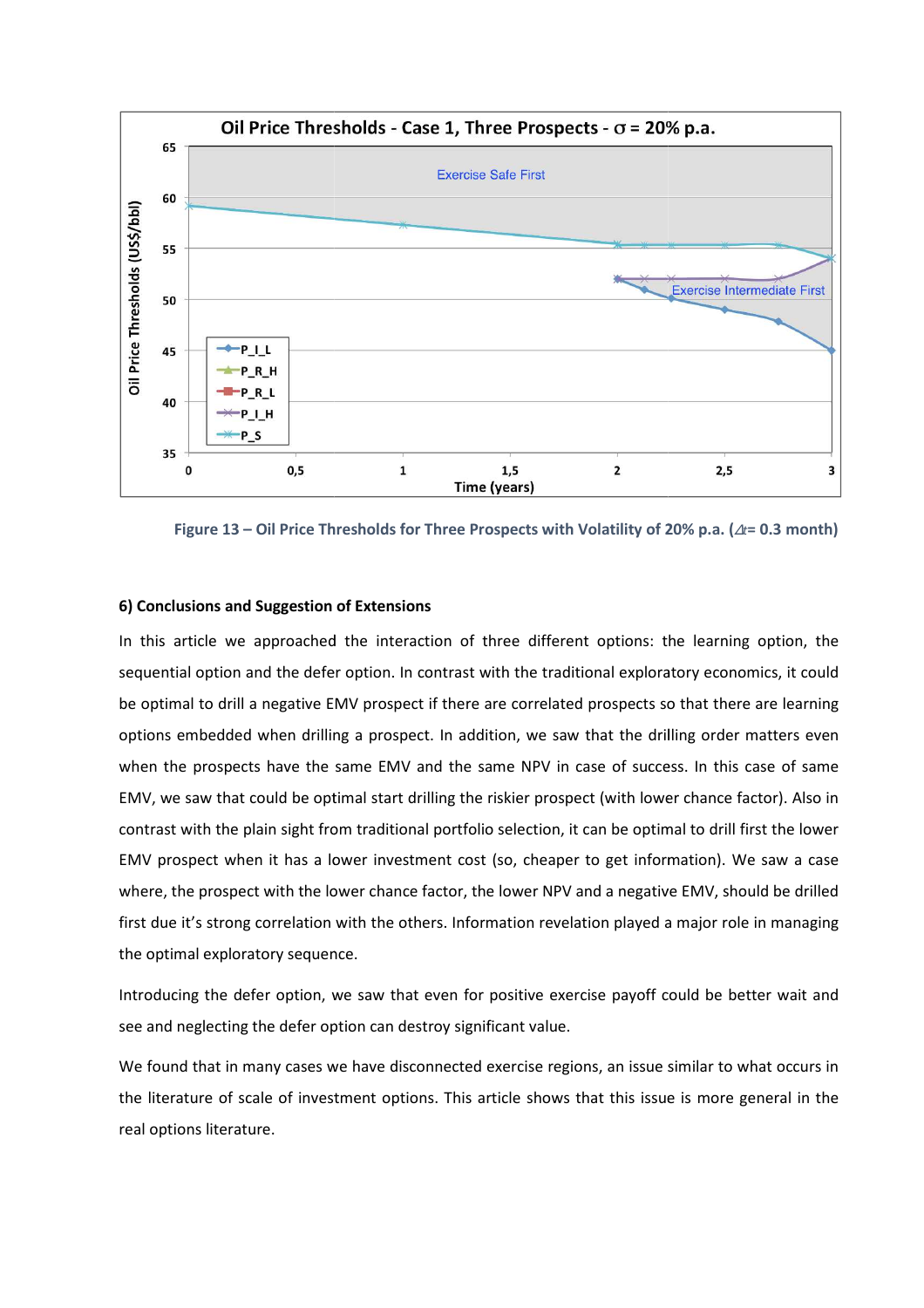Figure 13 – Oil Price Thresholds for Three Prospects with Volatility of 20% p.a. ($\Delta t$= 0.3 month)

### 6) Conclusions and Suggestion of Extensions

In this article we approached the interaction of three different options: the learning option, the sequential option and the defer option. In contrast with the traditional exploratory economics, it could be optimal to drill a negative EMV prospect if there are correlated prospects so that there are learning options embedded when drilling a prospect. In addition, we saw that the drilling order matters even when the prospects have the same EMV and the same NPV in case of success. In this case of same EMV, we saw that could be optimal start drilling the riskier prospect (with lower chance factor). Also in contrast with the plain sight from traditional portfolio selection, it can be optimal to drill first the lower EMV prospect when it has a lower investment cost (so, cheaper to get information). We saw a case where, the prospect with the lower chance factor, the lower NPV and a negative EMV, should be drilled first due it's strong correlation with the others. Information revelation played a major role in managing the optimal exploratory sequence.

Introducing the defer option, we saw that even for positive exercise payoff could be better wait and see and neglecting the defer option can destroy significant value.

We found that in many cases we have disconnected exercise regions, an issue similar to what occurs in the literature of scale of investment options. This article shows that this issue is more general in the real options literature.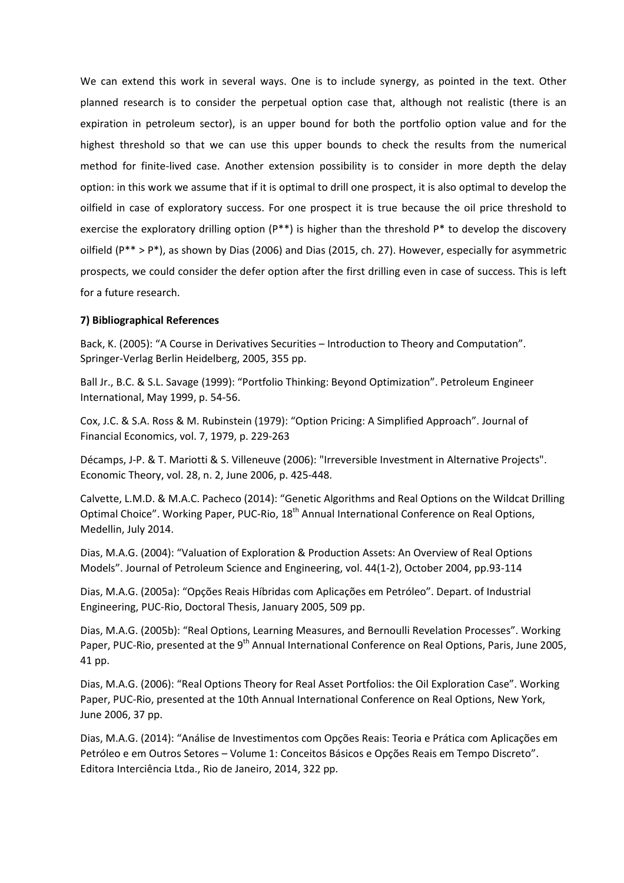We can extend this work in several ways. One is to include synergy, as pointed in the text. Other planned research is to consider the perpetual option case that, although not realistic (there is an expiration in petroleum sector), is an upper bound for both the portfolio option value and for the highest threshold so that we can use this upper bounds to check the results from the numerical method for finite-lived case. Another extension possibility is to consider in more depth the delay option: in this work we assume that if it is optimal to drill one prospect, it is also optimal to develop the oilfield in case of exploratory success. For one prospect it is true because the oil price threshold to exercise the exploratory drilling option ($P^{**}$) is higher than the threshold $P^*$ to develop the discovery oilfield ($P^{**} > P^*$), as shown by Dias (2006) and Dias (2015, ch. 27). However, especially for asymmetric prospects, we could consider the defer option after the first drilling even in case of success. This is left for a future research.

**7) Bibliographical References**

Back, K. (2005): "A Course in Derivatives Securities – Introduction to Theory and Computation". Springer-Verlag Berlin Heidelberg, 2005, 355 pp.

Ball Jr., B.C. & S.L. Savage (1999): "Portfolio Thinking: Beyond Optimization". Petroleum Engineer International, May 1999, p. 54-56.

Cox, J.C. & S.A. Ross & M. Rubinstein (1979): "Option Pricing: A Simplified Approach". Journal of Financial Economics, vol. 7, 1979, p. 229-263

Décamps, J-P. & T. Mariotti & S. Villeneuve (2006): "Irreversible Investment in Alternative Projects". Economic Theory, vol. 28, n. 2, June 2006, p. 425-448.

Calvette, L.M.D. & M.A.C. Pacheco (2014): "Genetic Algorithms and Real Options on the Wildcat Drilling Optimal Choice". Working Paper, PUC-Rio, 18th Annual International Conference on Real Options, Medellin, July 2014.

Dias, M.A.G. (2004): "Valuation of Exploration & Production Assets: An Overview of Real Options Models". Journal of Petroleum Science and Engineering, vol. 44(1-2), October 2004, pp.93-114

Dias, M.A.G. (2005a): "Opções Reais Híbridas com Aplicações em Petróleo". Depart. of Industrial Engineering, PUC-Rio, Doctoral Thesis, January 2005, 509 pp.

Dias, M.A.G. (2005b): "Real Options, Learning Measures, and Bernoulli Revelation Processes". Working Paper, PUC-Rio, presented at the 9th Annual International Conference on Real Options, Paris, June 2005, 41 pp.

Dias, M.A.G. (2006): "Real Options Theory for Real Asset Portfolios: the Oil Exploration Case". Working Paper, PUC-Rio, presented at the 10th Annual International Conference on Real Options, New York, June 2006, 37 pp.

Dias, M.A.G. (2014): "Análise de Investimentos com Opções Reais: Teoria e Prática com Aplicações em Petróleo e em Outros Setores – Volume 1: Conceitos Básicos e Opções Reais em Tempo Discreto". Editora Interciência Ltda., Rio de Janeiro, 2014, 322 pp.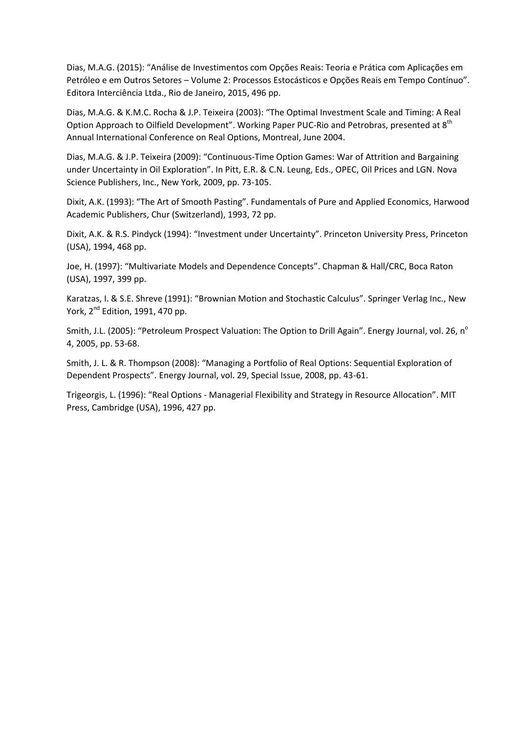Dias, M.A.G. (2015): “Análise de Investimentos com Opções Reais: Teoria e Prática com Aplicações em Petróleo e em Outros Setores – Volume 2: Processos Estocásticos e Opções Reais em Tempo Contínuo”. Editora Interciência Ltda., Rio de Janeiro, 2015, 496 pp.

Dias, M.A.G. & K.M.C. Rocha & J.P. Teixeira (2003): “The Optimal Investment Scale and Timing: A Real Option Approach to Oilfield Development”. Working Paper PUC-Rio and Petrobras, presented at 8th Annual International Conference on Real Options, Montreal, June 2004.

Dias, M.A.G. & J.P. Teixeira (2009): “Continuous-Time Option Games: War of Attrition and Bargaining under Uncertainty in Oil Exploration”. In Pitt, E.R. & C.N. Leung, Eds., OPEC, Oil Prices and LGN. Nova Science Publishers, Inc., New York, 2009, pp. 73-105.

Dixit, A.K. (1993): “The Art of Smooth Pasting”. Fundamentals of Pure and Applied Economics, Harwood Academic Publishers, Chur (Switzerland), 1993, 72 pp.

Dixit, A.K. & R.S. Pindyck (1994): “Investment under Uncertainty”. Princeton University Press, Princeton (USA), 1994, 468 pp.

Joe, H. (1997): “Multivariate Models and Dependence Concepts”. Chapman & Hall/CRC, Boca Raton (USA), 1997, 399 pp.

Karatzas, I. & S.E. Shreve (1991): “Brownian Motion and Stochastic Calculus”. Springer Verlag Inc., New York, 2nd Edition, 1991, 470 pp.

Smith, J.L. (2005): “Petroleum Prospect Valuation: The Option to Drill Again”. Energy Journal, vol. 26, nº 4, 2005, pp. 53-68.

Smith, J. L. & R. Thompson (2008): “Managing a Portfolio of Real Options: Sequential Exploration of Dependent Prospects”. Energy Journal, vol. 29, Special Issue, 2008, pp. 43-61.

Trigeorgis, L. (1996): “Real Options - Managerial Flexibility and Strategy in Resource Allocation”. MIT Press, Cambridge (USA), 1996, 427 pp.